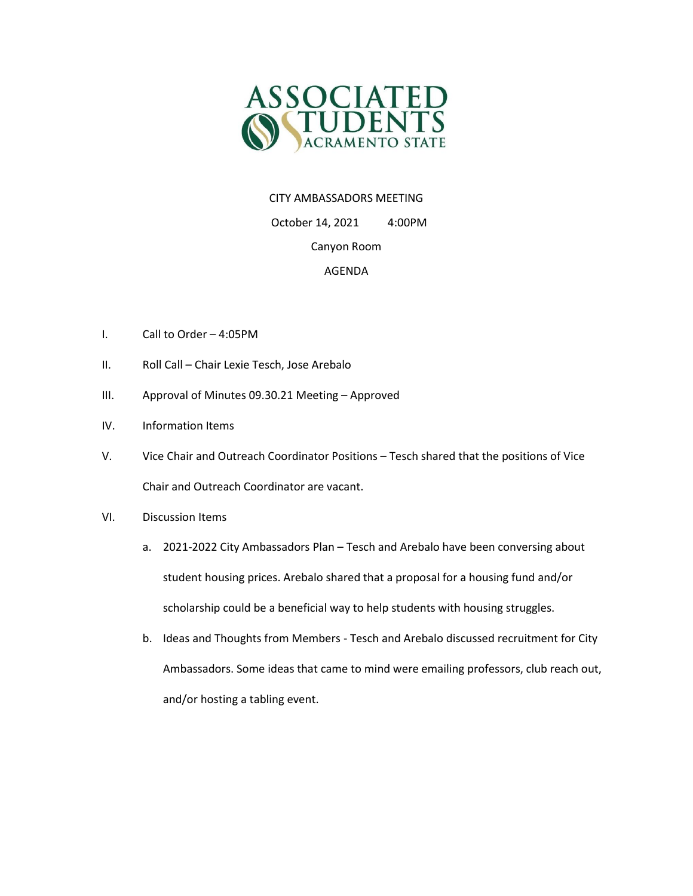ASSOCIATED STUDENTS SACRAMENTO STATE

CITY AMBASSADORS MEETING

October 14, 2021 4:00PM

Canyon Room

AGENDA

I. Call to Order – 4:05PM

II. Roll Call – Chair Lexie Tesch, Jose Arebalo

III. Approval of Minutes 09.30.21 Meeting – Approved

IV. Information Items

V. Vice Chair and Outreach Coordinator Positions – Tesch shared that the positions of Vice Chair and Outreach Coordinator are vacant.

VI. Discussion Items

   a. 2021-2022 City Ambassadors Plan – Tesch and Arebalo have been conversing about student housing prices. Arebalo shared that a proposal for a housing fund and/or scholarship could be a beneficial way to help students with housing struggles.

   b. Ideas and Thoughts from Members - Tesch and Arebalo discussed recruitment for City Ambassadors. Some ideas that came to mind were emailing professors, club reach out, and/or hosting a tabling event.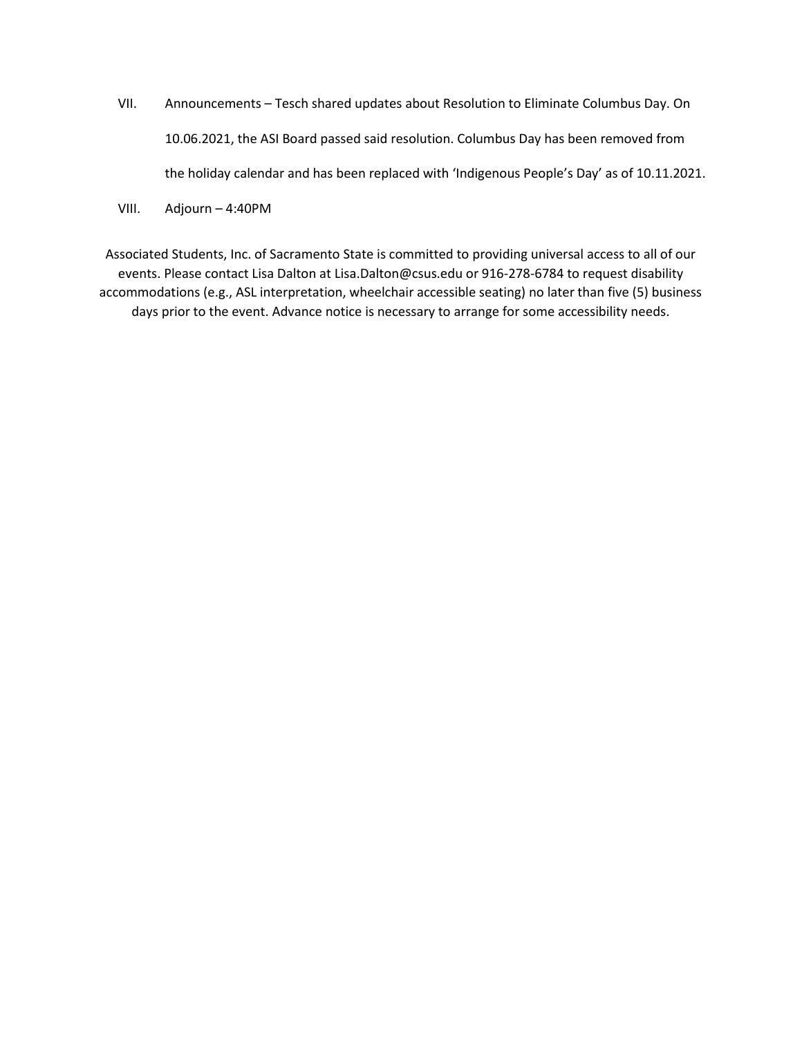VII. Announcements – Tesch shared updates about Resolution to Eliminate Columbus Day. On 10.06.2021, the ASI Board passed said resolution. Columbus Day has been removed from the holiday calendar and has been replaced with 'Indigenous People's Day' as of 10.11.2021.

VIII. Adjourn – 4:40PM

Associated Students, Inc. of Sacramento State is committed to providing universal access to all of our events. Please contact Lisa Dalton at Lisa.Dalton@csus.edu or 916-278-6784 to request disability accommodations (e.g., ASL interpretation, wheelchair accessible seating) no later than five (5) business days prior to the event. Advance notice is necessary to arrange for some accessibility needs.